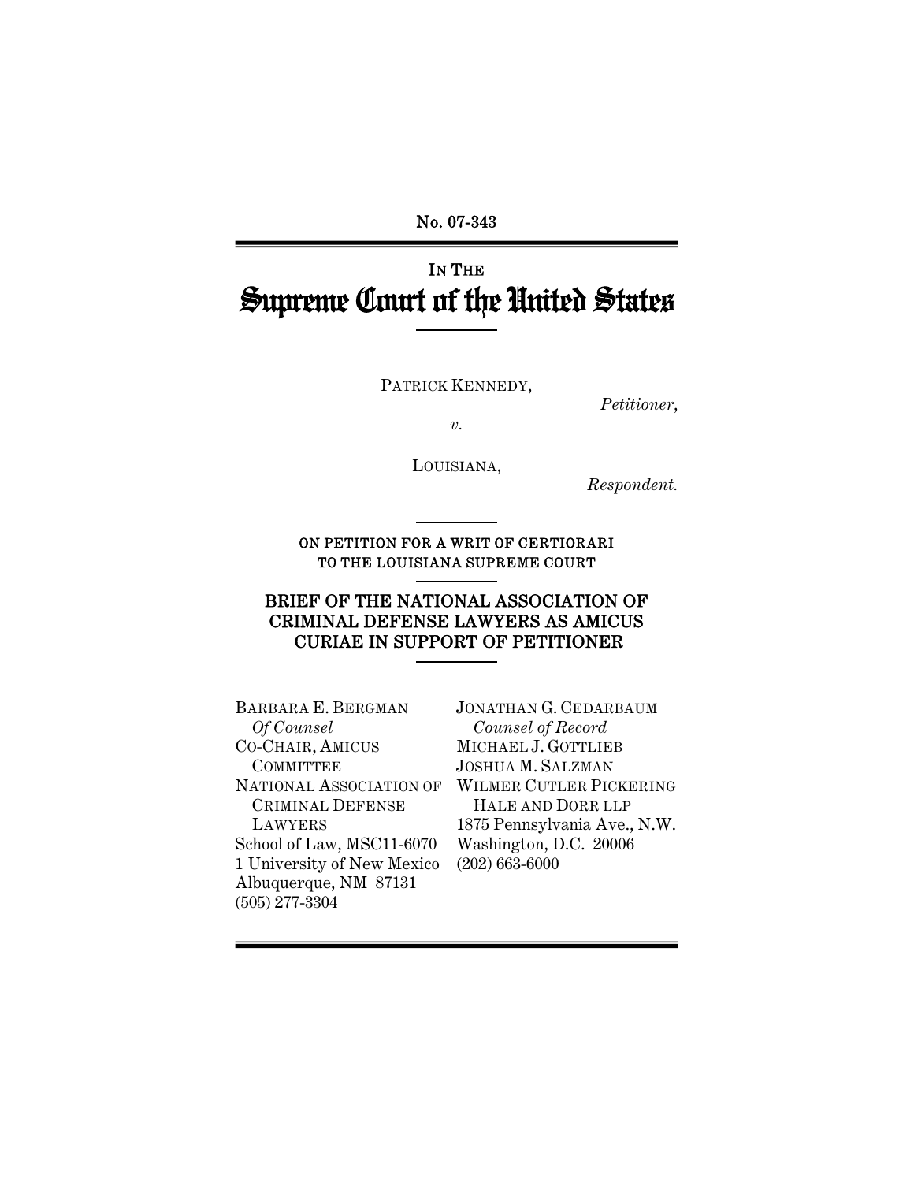No. 07-343

IN THE

# Supreme Court of the United States

PATRICK KENNEDY,

*Petitioner,*

*v.*

LOUISIANA,

*Respondent.*

ON PETITION FOR A WRIT OF CERTIORARI TO THE LOUISIANA SUPREME COURT

## BRIEF OF THE NATIONAL ASSOCIATION OF CRIMINAL DEFENSE LAWYERS AS AMICUS CURIAE IN SUPPORT OF PETITIONER

BARBARA E. BERGMAN
*Of Counsel*
CO-CHAIR, AMICUS COMMITTEE
NATIONAL ASSOCIATION OF CRIMINAL DEFENSE LAWYERS
School of Law, MSC11-6070
1 University of New Mexico
Albuquerque, NM 87131
(505) 277-3304

JONATHAN G. CEDARBAUM
*Counsel of Record*
MICHAEL J. GOTTLIEB
JOSHUA M. SALZMAN
WILMER CUTLER PICKERING HALE AND DORR LLP
1875 Pennsylvania Ave., N.W.
Washington, D.C. 20006
(202) 663-6000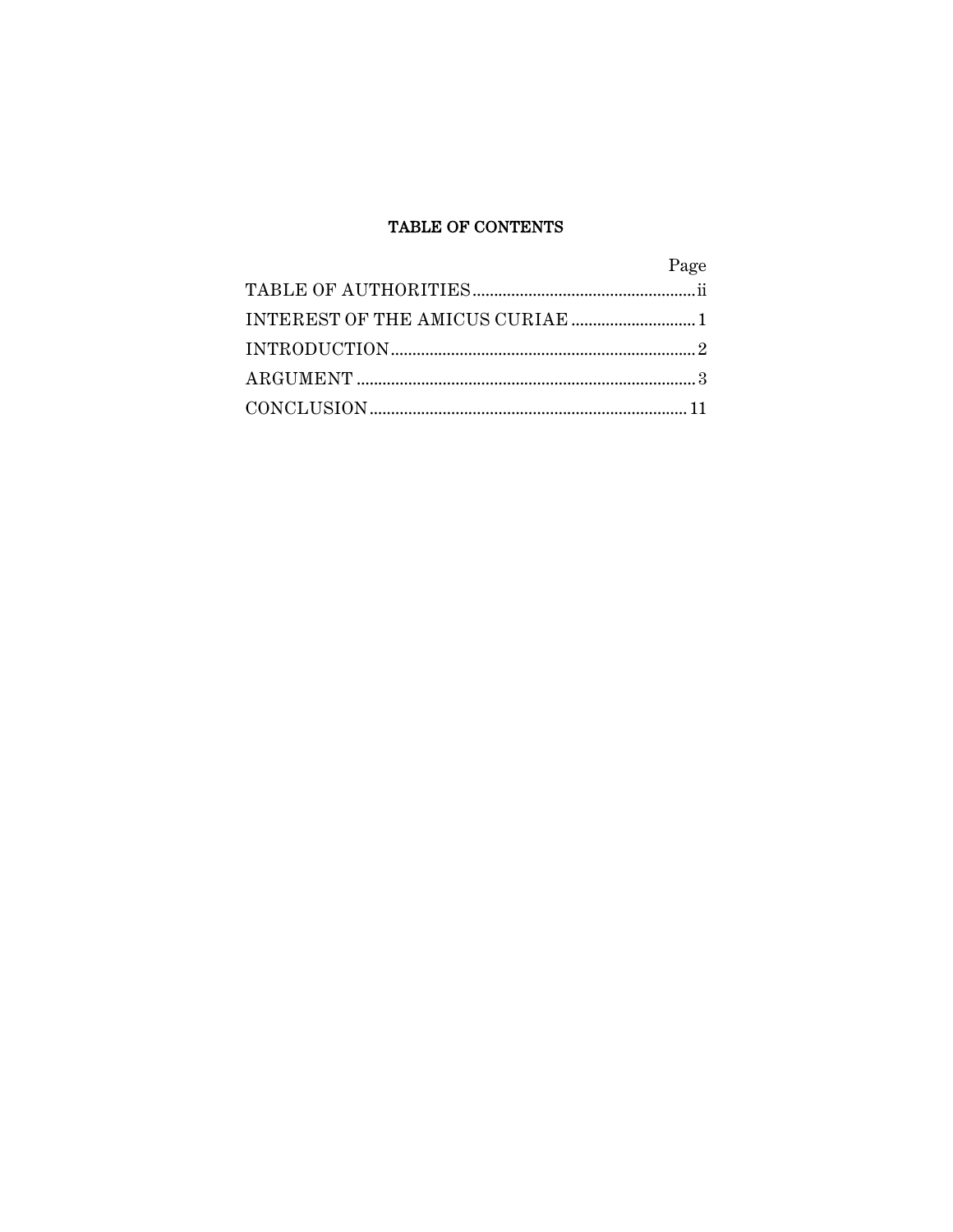# TABLE OF CONTENTS

| | Page |
|---|---|
| TABLE OF AUTHORITIES | ii |
| INTEREST OF THE AMICUS CURIAE | 1 |
| INTRODUCTION | 2 |
| ARGUMENT | 3 |
| CONCLUSION | 11 |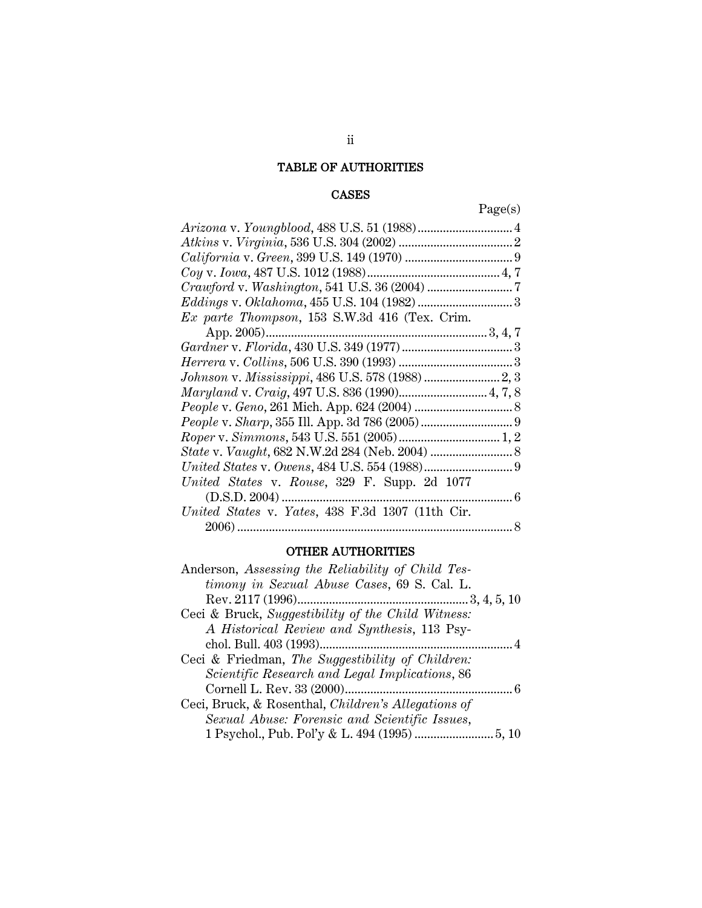## TABLE OF AUTHORITIES

### CASES

Page(s)

*Arizona* v. *Youngblood*, 488 U.S. 51 (1988) .......... 4

*Atkins* v. *Virginia*, 536 U.S. 304 (2002) .......... 2

*California* v. *Green*, 399 U.S. 149 (1970) .......... 9

*Coy* v. *Iowa*, 487 U.S. 1012 (1988) .......... 4, 7

*Crawford* v. *Washington*, 541 U.S. 36 (2004) .......... 7

*Eddings* v. *Oklahoma*, 455 U.S. 104 (1982) .......... 3

*Ex parte Thompson*, 153 S.W.3d 416 (Tex. Crim. App. 2005) .......... 3, 4, 7

*Gardner* v. *Florida*, 430 U.S. 349 (1977) .......... 3

*Herrera* v. *Collins*, 506 U.S. 390 (1993) .......... 3

*Johnson* v. *Mississippi*, 486 U.S. 578 (1988) .......... 2, 3

*Maryland* v. *Craig*, 497 U.S. 836 (1990) .......... 4, 7, 8

*People* v. *Geno*, 261 Mich. App. 624 (2004) .......... 8

*People* v. *Sharp*, 355 Ill. App. 3d 786 (2005) .......... 9

*Roper* v. *Simmons*, 543 U.S. 551 (2005) .......... 1, 2

*State* v. *Vaught*, 682 N.W.2d 284 (Neb. 2004) .......... 8

*United States* v. *Owens*, 484 U.S. 554 (1988) .......... 9

*United States* v. *Rouse*, 329 F. Supp. 2d 1077 (D.S.D. 2004) .......... 6

*United States* v. *Yates*, 438 F.3d 1307 (11th Cir. 2006) .......... 8

### OTHER AUTHORITIES

Anderson, *Assessing the Reliability of Child Testimony in Sexual Abuse Cases*, 69 S. Cal. L. Rev. 2117 (1996) .......... 3, 4, 5, 10

Ceci & Bruck, *Suggestibility of the Child Witness: A Historical Review and Synthesis*, 113 Psychol. Bull. 403 (1993) .......... 4

Ceci & Friedman, *The Suggestibility of Children: Scientific Research and Legal Implications*, 86 Cornell L. Rev. 33 (2000) .......... 6

Ceci, Bruck, & Rosenthal, *Children's Allegations of Sexual Abuse: Forensic and Scientific Issues*, 1 Psychol., Pub. Pol'y & L. 494 (1995) .......... 5, 10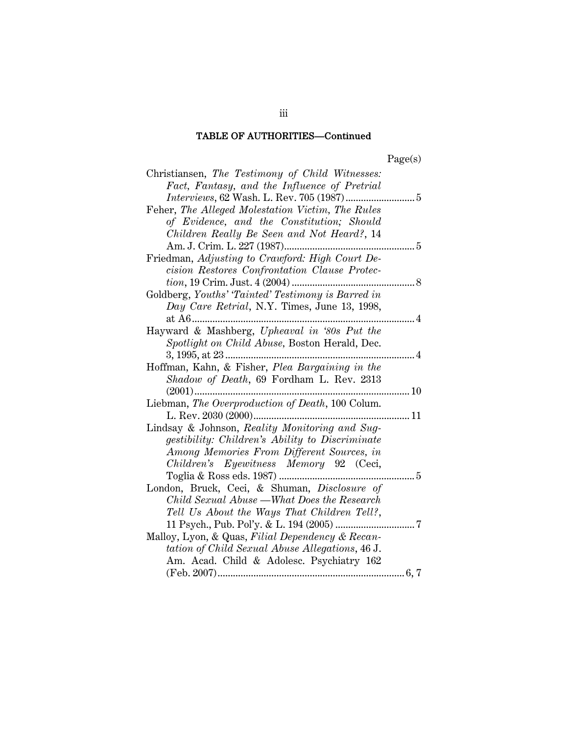## TABLE OF AUTHORITIES—Continued

Page(s)

Christiansen, *The Testimony of Child Witnesses: Fact, Fantasy, and the Influence of Pretrial Interviews*, 62 Wash. L. Rev. 705 (1987) .......... 5

Feher, *The Alleged Molestation Victim, The Rules of Evidence, and the Constitution; Should Children Really Be Seen and Not Heard?*, 14 Am. J. Crim. L. 227 (1987) .......... 5

Friedman, *Adjusting to Crawford: High Court Decision Restores Confrontation Clause Protection*, 19 Crim. Just. 4 (2004) .......... 8

Goldberg, *Youths' 'Tainted' Testimony is Barred in Day Care Retrial*, N.Y. Times, June 13, 1998, at A6 .......... 4

Hayward & Mashberg, *Upheaval in '80s Put the Spotlight on Child Abuse*, Boston Herald, Dec. 3, 1995, at 23 .......... 4

Hoffman, Kahn, & Fisher, *Plea Bargaining in the Shadow of Death*, 69 Fordham L. Rev. 2313 (2001) .......... 10

Liebman, *The Overproduction of Death*, 100 Colum. L. Rev. 2030 (2000) .......... 11

Lindsay & Johnson, *Reality Monitoring and Suggestibility: Children's Ability to Discriminate Among Memories From Different Sources*, *in Children's Eyewitness Memory* 92 (Ceci, Toglia & Ross eds. 1987) .......... 5

London, Bruck, Ceci, & Shuman, *Disclosure of Child Sexual Abuse —What Does the Research Tell Us About the Ways That Children Tell?*, 11 Psych., Pub. Pol'y. & L. 194 (2005) .......... 7

Malloy, Lyon, & Quas, *Filial Dependency & Recantation of Child Sexual Abuse Allegations*, 46 J. Am. Acad. Child & Adolesc. Psychiatry 162 (Feb. 2007) .......... 6, 7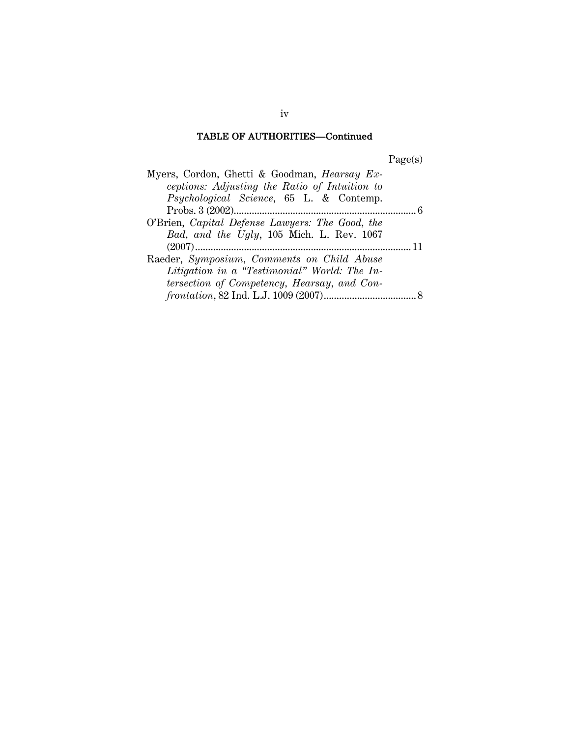## TABLE OF AUTHORITIES—Continued

Page(s)

Myers, Cordon, Ghetti & Goodman, *Hearsay Exceptions: Adjusting the Ratio of Intuition to Psychological Science*, 65 L. & Contemp. Probs. 3 (2002)....................6

O'Brien, *Capital Defense Lawyers: The Good, the Bad, and the Ugly*, 105 Mich. L. Rev. 1067 (2007)....................11

Raeder, *Symposium, Comments on Child Abuse Litigation in a "Testimonial" World: The Intersection of Competency, Hearsay, and Confrontation*, 82 Ind. L.J. 1009 (2007)....................8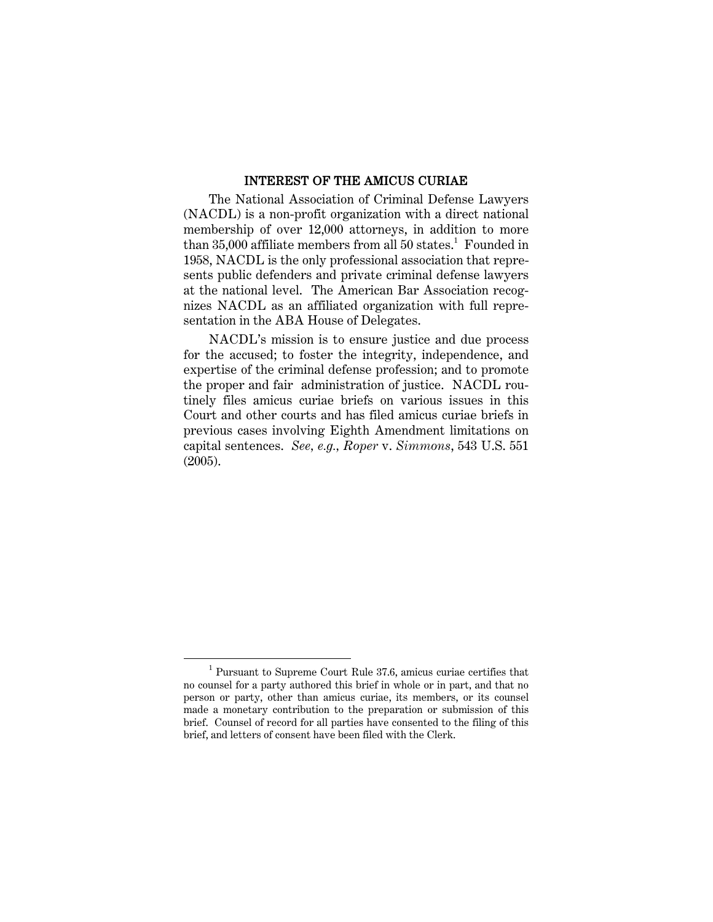## INTEREST OF THE AMICUS CURIAE

The National Association of Criminal Defense Lawyers (NACDL) is a non-profit organization with a direct national membership of over 12,000 attorneys, in addition to more than 35,000 affiliate members from all 50 states.[1] Founded in 1958, NACDL is the only professional association that represents public defenders and private criminal defense lawyers at the national level. The American Bar Association recognizes NACDL as an affiliated organization with full representation in the ABA House of Delegates.

NACDL's mission is to ensure justice and due process for the accused; to foster the integrity, independence, and expertise of the criminal defense profession; and to promote the proper and fair administration of justice. NACDL routinely files amicus curiae briefs on various issues in this Court and other courts and has filed amicus curiae briefs in previous cases involving Eighth Amendment limitations on capital sentences. *See*, *e.g.*, *Roper* v. *Simmons*, 543 U.S. 551 (2005).

---

[1] Pursuant to Supreme Court Rule 37.6, amicus curiae certifies that no counsel for a party authored this brief in whole or in part, and that no person or party, other than amicus curiae, its members, or its counsel made a monetary contribution to the preparation or submission of this brief. Counsel of record for all parties have consented to the filing of this brief, and letters of consent have been filed with the Clerk.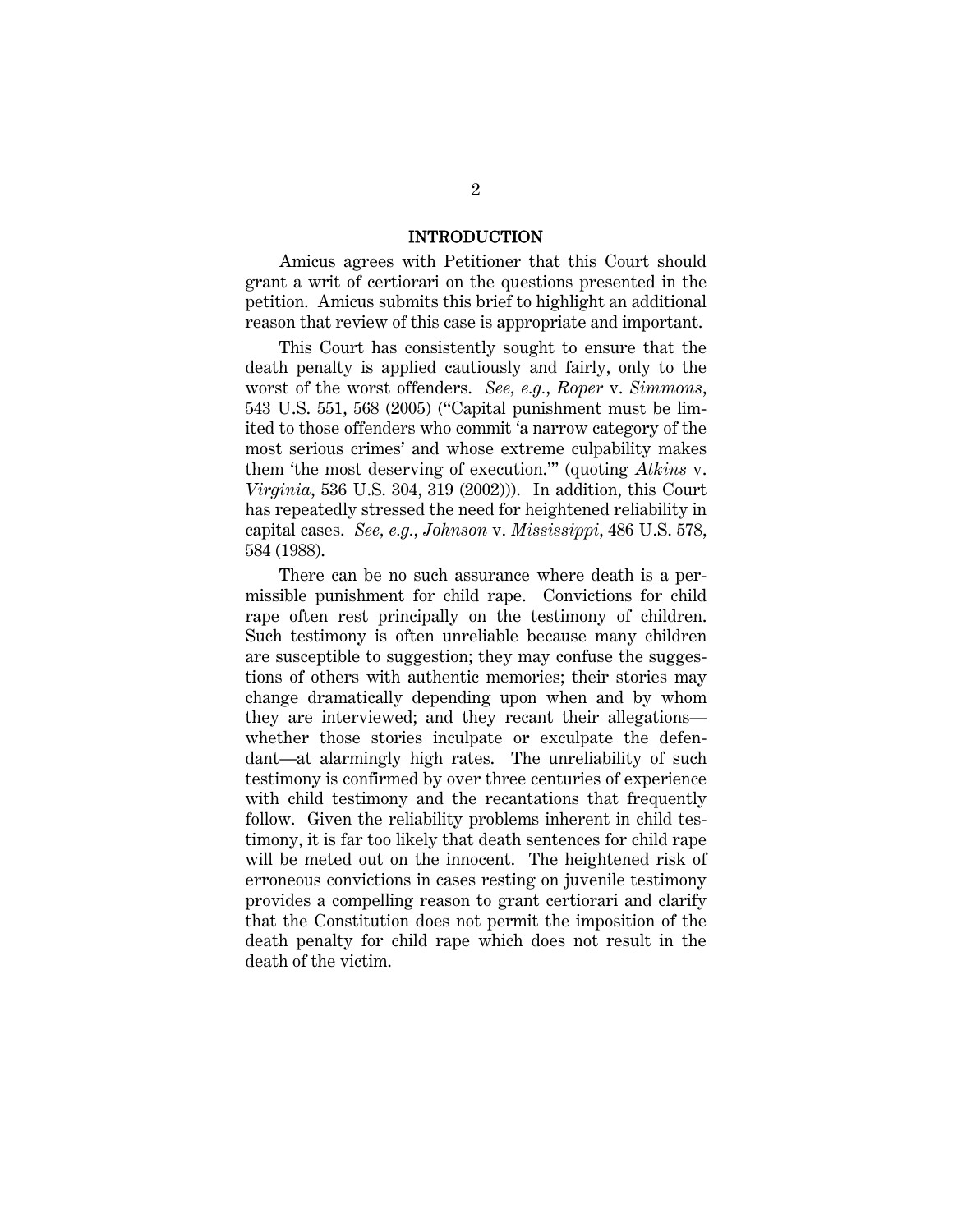## INTRODUCTION

Amicus agrees with Petitioner that this Court should grant a writ of certiorari on the questions presented in the petition. Amicus submits this brief to highlight an additional reason that review of this case is appropriate and important.

This Court has consistently sought to ensure that the death penalty is applied cautiously and fairly, only to the worst of the worst offenders. *See, e.g.*, *Roper* v. *Simmons*, 543 U.S. 551, 568 (2005) ("Capital punishment must be limited to those offenders who commit 'a narrow category of the most serious crimes' and whose extreme culpability makes them 'the most deserving of execution.'" (quoting *Atkins* v. *Virginia*, 536 U.S. 304, 319 (2002))). In addition, this Court has repeatedly stressed the need for heightened reliability in capital cases. *See, e.g.*, *Johnson* v. *Mississippi*, 486 U.S. 578, 584 (1988).

There can be no such assurance where death is a permissible punishment for child rape. Convictions for child rape often rest principally on the testimony of children. Such testimony is often unreliable because many children are susceptible to suggestion; they may confuse the suggestions of others with authentic memories; their stories may change dramatically depending upon when and by whom they are interviewed; and they recant their allegations—whether those stories inculpate or exculpate the defendant—at alarmingly high rates. The unreliability of such testimony is confirmed by over three centuries of experience with child testimony and the recantations that frequently follow. Given the reliability problems inherent in child testimony, it is far too likely that death sentences for child rape will be meted out on the innocent. The heightened risk of erroneous convictions in cases resting on juvenile testimony provides a compelling reason to grant certiorari and clarify that the Constitution does not permit the imposition of the death penalty for child rape which does not result in the death of the victim.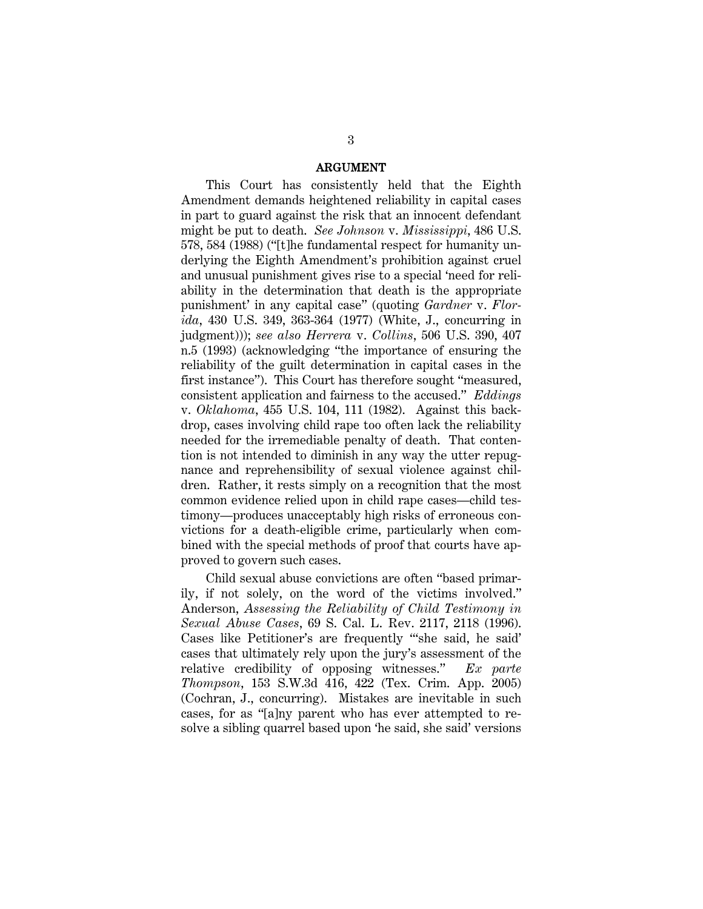## ARGUMENT

This Court has consistently held that the Eighth Amendment demands heightened reliability in capital cases in part to guard against the risk that an innocent defendant might be put to death. *See Johnson* v. *Mississippi*, 486 U.S. 578, 584 (1988) ("[t]he fundamental respect for humanity underlying the Eighth Amendment's prohibition against cruel and unusual punishment gives rise to a special 'need for reliability in the determination that death is the appropriate punishment' in any capital case" (quoting *Gardner* v. *Florida*, 430 U.S. 349, 363-364 (1977) (White, J., concurring in judgment))); *see also Herrera* v. *Collins*, 506 U.S. 390, 407 n.5 (1993) (acknowledging "the importance of ensuring the reliability of the guilt determination in capital cases in the first instance"). This Court has therefore sought "measured, consistent application and fairness to the accused." *Eddings* v. *Oklahoma*, 455 U.S. 104, 111 (1982). Against this backdrop, cases involving child rape too often lack the reliability needed for the irremediable penalty of death. That contention is not intended to diminish in any way the utter repugnance and reprehensibility of sexual violence against children. Rather, it rests simply on a recognition that the most common evidence relied upon in child rape cases—child testimony—produces unacceptably high risks of erroneous convictions for a death-eligible crime, particularly when combined with the special methods of proof that courts have approved to govern such cases.

Child sexual abuse convictions are often "based primarily, if not solely, on the word of the victims involved." Anderson, *Assessing the Reliability of Child Testimony in Sexual Abuse Cases*, 69 S. Cal. L. Rev. 2117, 2118 (1996). Cases like Petitioner's are frequently "'she said, he said' cases that ultimately rely upon the jury's assessment of the relative credibility of opposing witnesses." *Ex parte Thompson*, 153 S.W.3d 416, 422 (Tex. Crim. App. 2005) (Cochran, J., concurring). Mistakes are inevitable in such cases, for as "[a]ny parent who has ever attempted to resolve a sibling quarrel based upon 'he said, she said' versions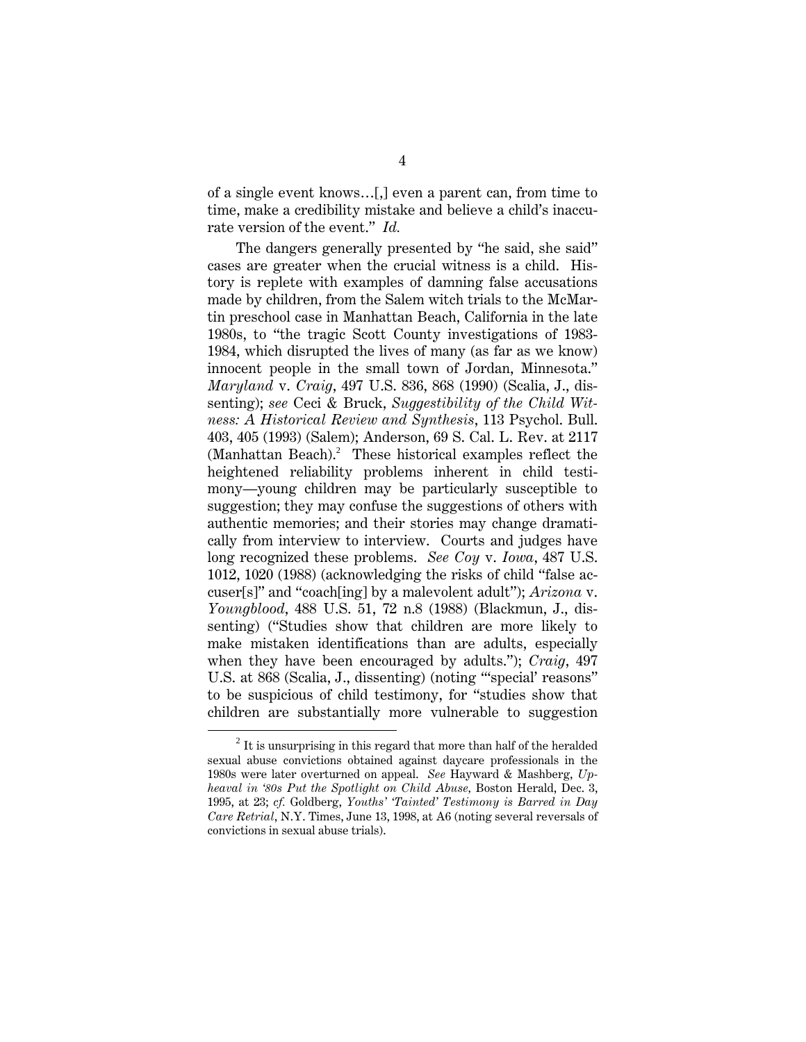of a single event knows…[,] even a parent can, from time to time, make a credibility mistake and believe a child's inaccurate version of the event." *Id.*

The dangers generally presented by "he said, she said" cases are greater when the crucial witness is a child. History is replete with examples of damning false accusations made by children, from the Salem witch trials to the McMartin preschool case in Manhattan Beach, California in the late 1980s, to "the tragic Scott County investigations of 1983-1984, which disrupted the lives of many (as far as we know) innocent people in the small town of Jordan, Minnesota." *Maryland* v. *Craig*, 497 U.S. 836, 868 (1990) (Scalia, J., dissenting); *see* Ceci & Bruck, *Suggestibility of the Child Witness: A Historical Review and Synthesis*, 113 Psychol. Bull. 403, 405 (1993) (Salem); Anderson, 69 S. Cal. L. Rev. at 2117 (Manhattan Beach).[2] These historical examples reflect the heightened reliability problems inherent in child testimony—young children may be particularly susceptible to suggestion; they may confuse the suggestions of others with authentic memories; and their stories may change dramatically from interview to interview. Courts and judges have long recognized these problems. *See Coy* v. *Iowa*, 487 U.S. 1012, 1020 (1988) (acknowledging the risks of child "false accuser[s]" and "coach[ing] by a malevolent adult"); *Arizona* v. *Youngblood*, 488 U.S. 51, 72 n.8 (1988) (Blackmun, J., dissenting) ("Studies show that children are more likely to make mistaken identifications than are adults, especially when they have been encouraged by adults."); *Craig*, 497 U.S. at 868 (Scalia, J., dissenting) (noting "'special' reasons" to be suspicious of child testimony, for "studies show that children are substantially more vulnerable to suggestion

---

[2] It is unsurprising in this regard that more than half of the heralded sexual abuse convictions obtained against daycare professionals in the 1980s were later overturned on appeal. *See* Hayward & Mashberg, *Upheaval in '80s Put the Spotlight on Child Abuse*, Boston Herald, Dec. 3, 1995, at 23; *cf.* Goldberg, *Youths' 'Tainted' Testimony is Barred in Day Care Retrial*, N.Y. Times, June 13, 1998, at A6 (noting several reversals of convictions in sexual abuse trials).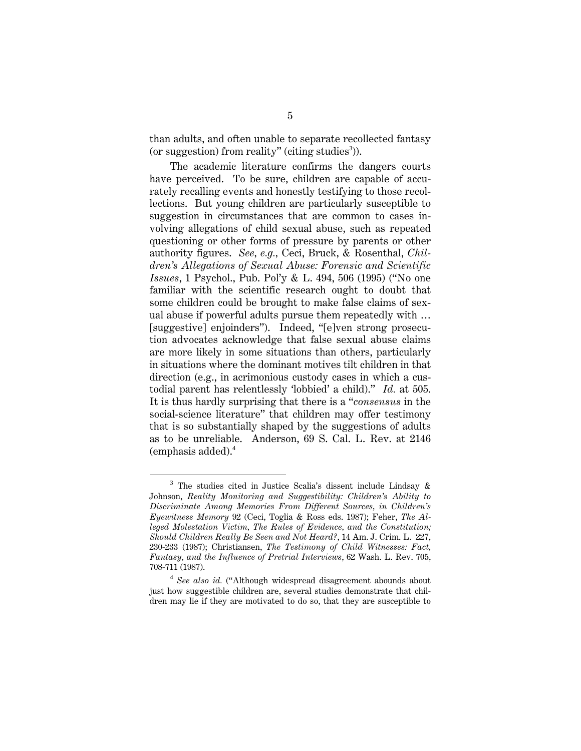than adults, and often unable to separate recollected fantasy (or suggestion) from reality" (citing studies[3])).

The academic literature confirms the dangers courts have perceived. To be sure, children are capable of accurately recalling events and honestly testifying to those recollections. But young children are particularly susceptible to suggestion in circumstances that are common to cases involving allegations of child sexual abuse, such as repeated questioning or other forms of pressure by parents or other authority figures. *See, e.g.*, Ceci, Bruck, & Rosenthal, *Children's Allegations of Sexual Abuse: Forensic and Scientific Issues*, 1 Psychol., Pub. Pol'y & L. 494, 506 (1995) ("No one familiar with the scientific research ought to doubt that some children could be brought to make false claims of sexual abuse if powerful adults pursue them repeatedly with … [suggestive] enjoinders"). Indeed, "[e]ven strong prosecution advocates acknowledge that false sexual abuse claims are more likely in some situations than others, particularly in situations where the dominant motives tilt children in that direction (e.g., in acrimonious custody cases in which a custodial parent has relentlessly 'lobbied' a child)." *Id.* at 505. It is thus hardly surprising that there is a "*consensus* in the social-science literature" that children may offer testimony that is so substantially shaped by the suggestions of adults as to be unreliable. Anderson, 69 S. Cal. L. Rev. at 2146 (emphasis added).[4]

---

[3] The studies cited in Justice Scalia's dissent include Lindsay & Johnson, *Reality Monitoring and Suggestibility: Children's Ability to Discriminate Among Memories From Different Sources*, *in Children's Eyewitness Memory* 92 (Ceci, Toglia & Ross eds. 1987); Feher, *The Alleged Molestation Victim, The Rules of Evidence, and the Constitution; Should Children Really Be Seen and Not Heard?*, 14 Am. J. Crim. L. 227, 230-233 (1987); Christiansen, *The Testimony of Child Witnesses: Fact, Fantasy, and the Influence of Pretrial Interviews*, 62 Wash. L. Rev. 705, 708-711 (1987).

[4] *See also id.* ("Although widespread disagreement abounds about just how suggestible children are, several studies demonstrate that children may lie if they are motivated to do so, that they are susceptible to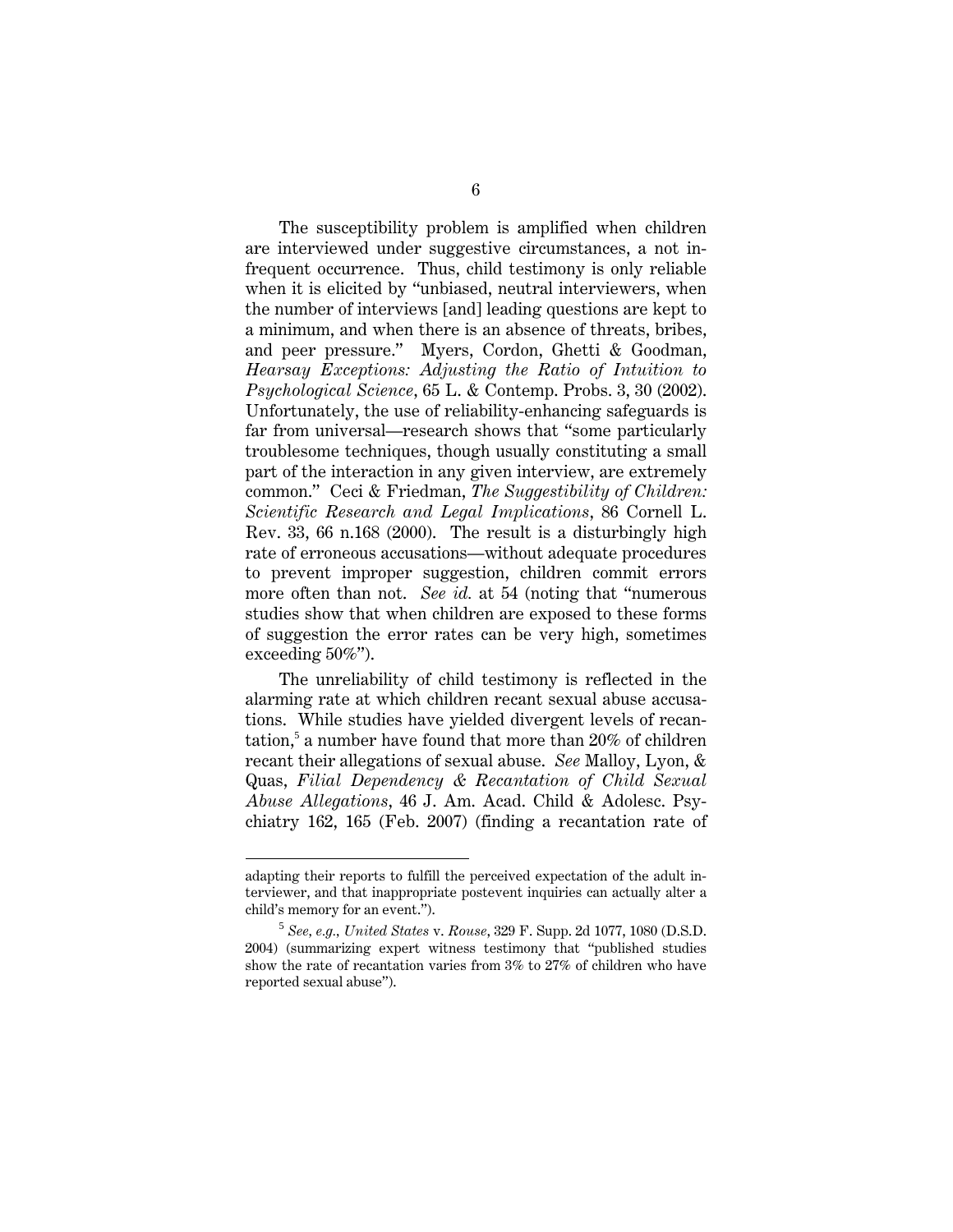The susceptibility problem is amplified when children are interviewed under suggestive circumstances, a not infrequent occurrence. Thus, child testimony is only reliable when it is elicited by "unbiased, neutral interviewers, when the number of interviews [and] leading questions are kept to a minimum, and when there is an absence of threats, bribes, and peer pressure." Myers, Cordon, Ghetti & Goodman, *Hearsay Exceptions: Adjusting the Ratio of Intuition to Psychological Science*, 65 L. & Contemp. Probs. 3, 30 (2002). Unfortunately, the use of reliability-enhancing safeguards is far from universal—research shows that "some particularly troublesome techniques, though usually constituting a small part of the interaction in any given interview, are extremely common." Ceci & Friedman, *The Suggestibility of Children: Scientific Research and Legal Implications*, 86 Cornell L. Rev. 33, 66 n.168 (2000). The result is a disturbingly high rate of erroneous accusations—without adequate procedures to prevent improper suggestion, children commit errors more often than not. *See id.* at 54 (noting that "numerous studies show that when children are exposed to these forms of suggestion the error rates can be very high, sometimes exceeding 50%").

The unreliability of child testimony is reflected in the alarming rate at which children recant sexual abuse accusations. While studies have yielded divergent levels of recantation,[5] a number have found that more than 20% of children recant their allegations of sexual abuse. *See* Malloy, Lyon, & Quas, *Filial Dependency & Recantation of Child Sexual Abuse Allegations*, 46 J. Am. Acad. Child & Adolesc. Psychiatry 162, 165 (Feb. 2007) (finding a recantation rate of

---

adapting their reports to fulfill the perceived expectation of the adult interviewer, and that inappropriate postevent inquiries can actually alter a child's memory for an event.").

[5] *See, e.g.*, *United States* v. *Rouse*, 329 F. Supp. 2d 1077, 1080 (D.S.D. 2004) (summarizing expert witness testimony that "published studies show the rate of recantation varies from 3% to 27% of children who have reported sexual abuse").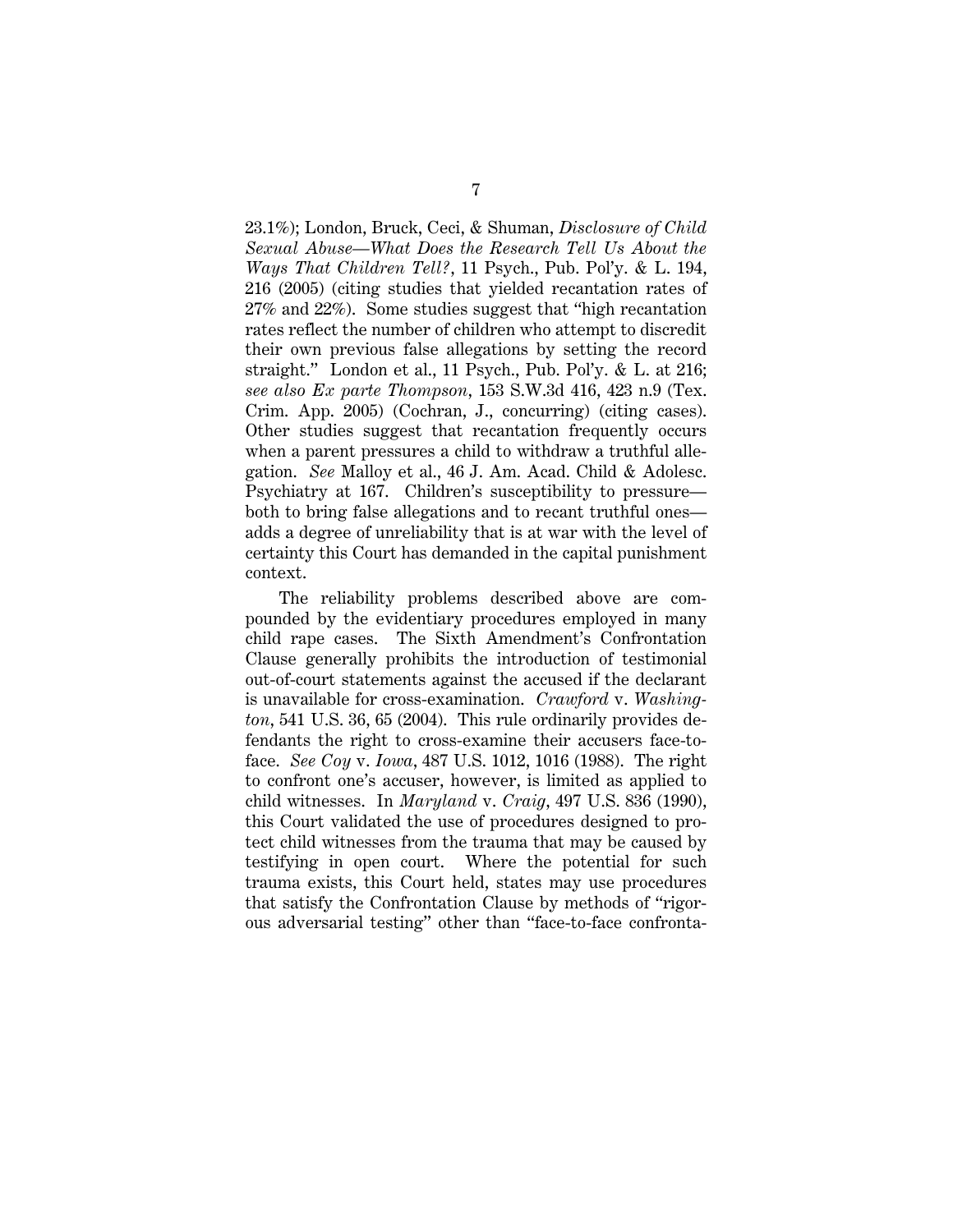23.1%); London, Bruck, Ceci, & Shuman, *Disclosure of Child Sexual Abuse—What Does the Research Tell Us About the Ways That Children Tell?*, 11 Psych., Pub. Pol'y. & L. 194, 216 (2005) (citing studies that yielded recantation rates of 27% and 22%). Some studies suggest that "high recantation rates reflect the number of children who attempt to discredit their own previous false allegations by setting the record straight." London et al., 11 Psych., Pub. Pol'y. & L. at 216; *see also Ex parte Thompson*, 153 S.W.3d 416, 423 n.9 (Tex. Crim. App. 2005) (Cochran, J., concurring) (citing cases). Other studies suggest that recantation frequently occurs when a parent pressures a child to withdraw a truthful allegation. *See* Malloy et al., 46 J. Am. Acad. Child & Adolesc. Psychiatry at 167. Children's susceptibility to pressure—both to bring false allegations and to recant truthful ones—adds a degree of unreliability that is at war with the level of certainty this Court has demanded in the capital punishment context.

The reliability problems described above are compounded by the evidentiary procedures employed in many child rape cases. The Sixth Amendment's Confrontation Clause generally prohibits the introduction of testimonial out-of-court statements against the accused if the declarant is unavailable for cross-examination. *Crawford* v. *Washington*, 541 U.S. 36, 65 (2004). This rule ordinarily provides defendants the right to cross-examine their accusers face-to-face. *See Coy* v. *Iowa*, 487 U.S. 1012, 1016 (1988). The right to confront one's accuser, however, is limited as applied to child witnesses. In *Maryland* v. *Craig*, 497 U.S. 836 (1990), this Court validated the use of procedures designed to protect child witnesses from the trauma that may be caused by testifying in open court. Where the potential for such trauma exists, this Court held, states may use procedures that satisfy the Confrontation Clause by methods of "rigorous adversarial testing" other than "face-to-face confronta-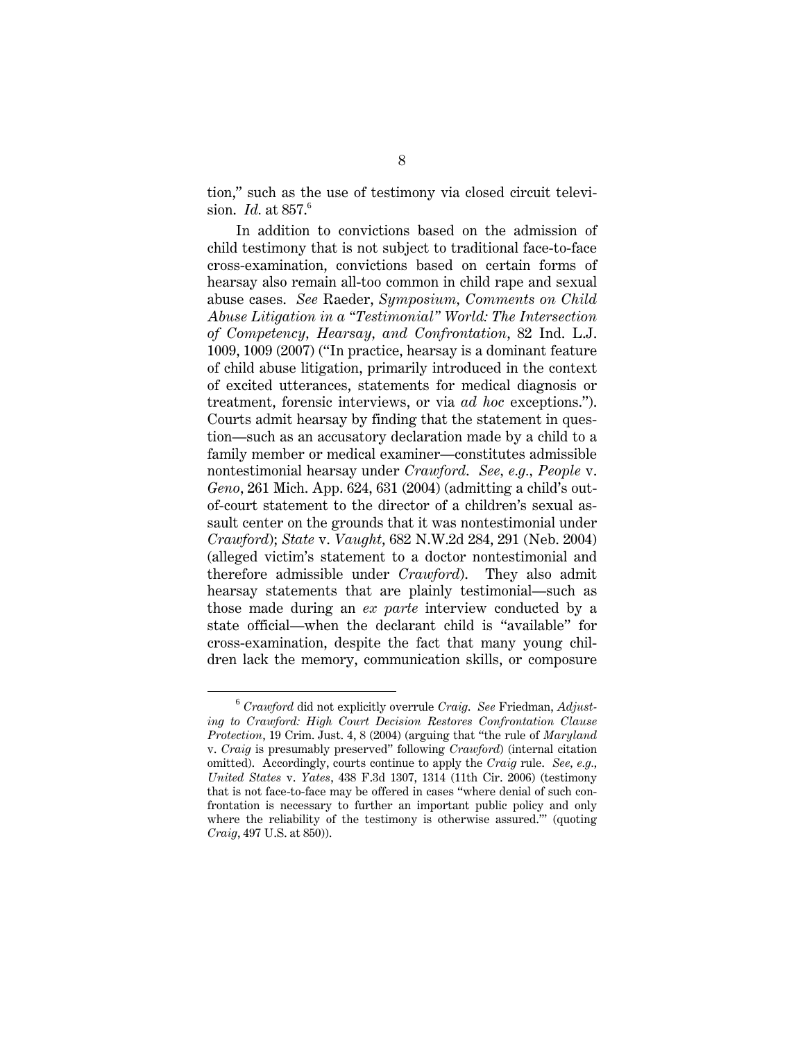tion," such as the use of testimony via closed circuit television. *Id.* at 857.[6]

In addition to convictions based on the admission of child testimony that is not subject to traditional face-to-face cross-examination, convictions based on certain forms of hearsay also remain all-too common in child rape and sexual abuse cases. *See* Raeder, *Symposium, Comments on Child Abuse Litigation in a "Testimonial" World: The Intersection of Competency, Hearsay, and Confrontation*, 82 Ind. L.J. 1009, 1009 (2007) ("In practice, hearsay is a dominant feature of child abuse litigation, primarily introduced in the context of excited utterances, statements for medical diagnosis or treatment, forensic interviews, or via *ad hoc* exceptions."). Courts admit hearsay by finding that the statement in question—such as an accusatory declaration made by a child to a family member or medical examiner—constitutes admissible nontestimonial hearsay under *Crawford*. *See, e.g., People* v. *Geno*, 261 Mich. App. 624, 631 (2004) (admitting a child's out-of-court statement to the director of a children's sexual assault center on the grounds that it was nontestimonial under *Crawford*); *State* v. *Vaught*, 682 N.W.2d 284, 291 (Neb. 2004) (alleged victim's statement to a doctor nontestimonial and therefore admissible under *Crawford*). They also admit hearsay statements that are plainly testimonial—such as those made during an *ex parte* interview conducted by a state official—when the declarant child is "available" for cross-examination, despite the fact that many young children lack the memory, communication skills, or composure

[6] *Crawford* did not explicitly overrule *Craig*. *See* Friedman, *Adjusting to Crawford: High Court Decision Restores Confrontation Clause Protection*, 19 Crim. Just. 4, 8 (2004) (arguing that "the rule of *Maryland* v. *Craig* is presumably preserved" following *Crawford*) (internal citation omitted). Accordingly, courts continue to apply the *Craig* rule. *See, e.g.*, *United States* v. *Yates*, 438 F.3d 1307, 1314 (11th Cir. 2006) (testimony that is not face-to-face may be offered in cases "where denial of such confrontation is necessary to further an important public policy and only where the reliability of the testimony is otherwise assured.'" (quoting *Craig*, 497 U.S. at 850)).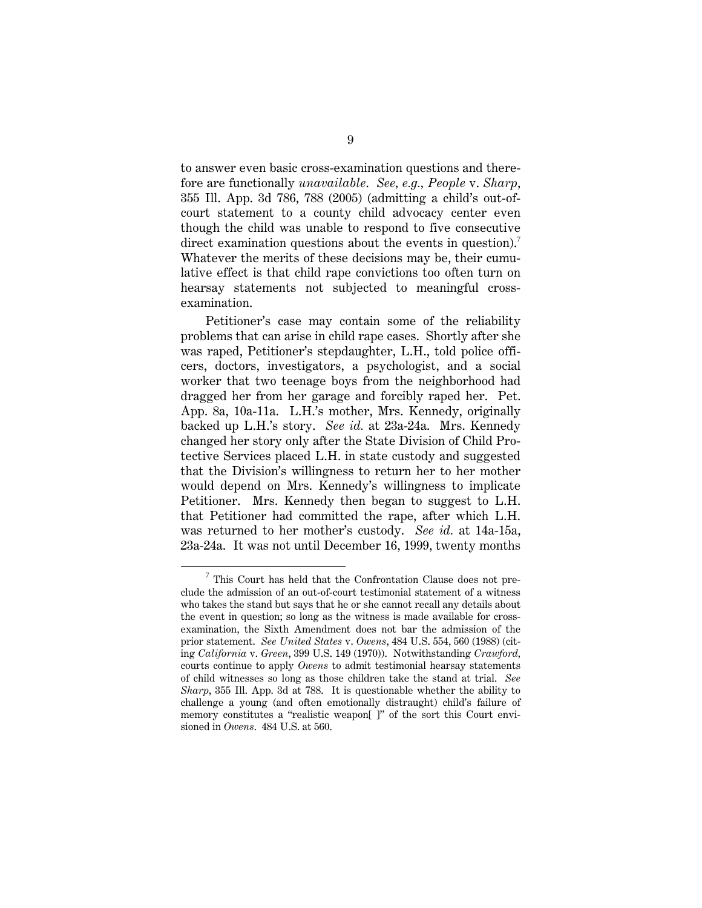to answer even basic cross-examination questions and therefore are functionally *unavailable*. *See, e.g.*, *People* v. *Sharp*, 355 Ill. App. 3d 786, 788 (2005) (admitting a child's out-of-court statement to a county child advocacy center even though the child was unable to respond to five consecutive direct examination questions about the events in question).[7] Whatever the merits of these decisions may be, their cumulative effect is that child rape convictions too often turn on hearsay statements not subjected to meaningful cross-examination.

Petitioner's case may contain some of the reliability problems that can arise in child rape cases. Shortly after she was raped, Petitioner's stepdaughter, L.H., told police officers, doctors, investigators, a psychologist, and a social worker that two teenage boys from the neighborhood had dragged her from her garage and forcibly raped her. Pet. App. 8a, 10a-11a. L.H.'s mother, Mrs. Kennedy, originally backed up L.H.'s story. *See id.* at 23a-24a. Mrs. Kennedy changed her story only after the State Division of Child Protective Services placed L.H. in state custody and suggested that the Division's willingness to return her to her mother would depend on Mrs. Kennedy's willingness to implicate Petitioner. Mrs. Kennedy then began to suggest to L.H. that Petitioner had committed the rape, after which L.H. was returned to her mother's custody. *See id.* at 14a-15a, 23a-24a. It was not until December 16, 1999, twenty months

---

[7] This Court has held that the Confrontation Clause does not preclude the admission of an out-of-court testimonial statement of a witness who takes the stand but says that he or she cannot recall any details about the event in question; so long as the witness is made available for cross-examination, the Sixth Amendment does not bar the admission of the prior statement. *See United States* v. *Owens*, 484 U.S. 554, 560 (1988) (citing *California* v. *Green*, 399 U.S. 149 (1970)). Notwithstanding *Crawford*, courts continue to apply *Owens* to admit testimonial hearsay statements of child witnesses so long as those children take the stand at trial. *See Sharp*, 355 Ill. App. 3d at 788. It is questionable whether the ability to challenge a young (and often emotionally distraught) child's failure of memory constitutes a "realistic weapon[ ]" of the sort this Court envisioned in *Owens*. 484 U.S. at 560.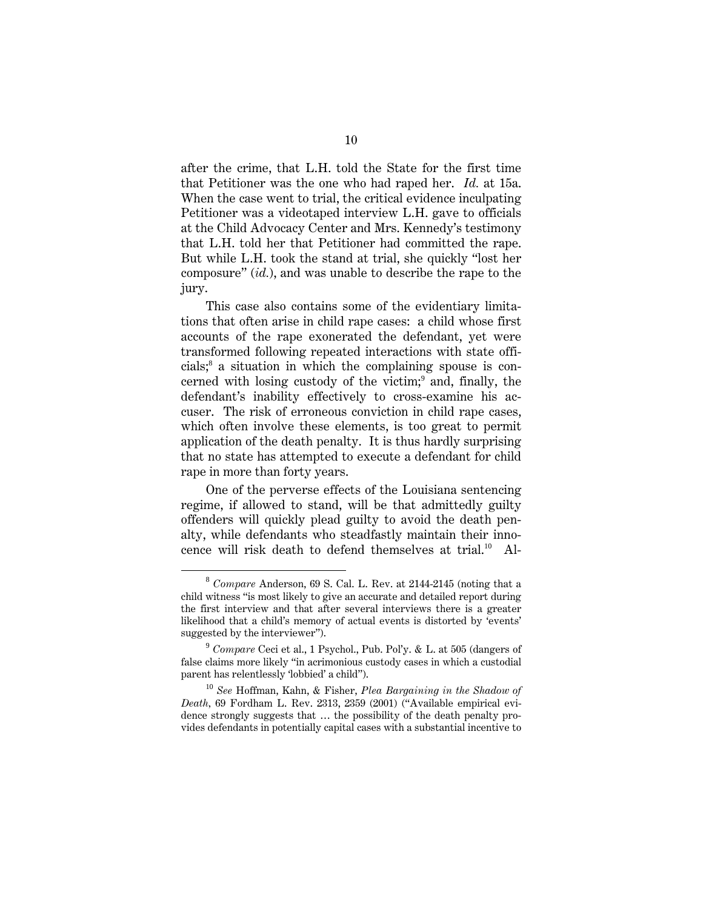after the crime, that L.H. told the State for the first time that Petitioner was the one who had raped her. *Id.* at 15a. When the case went to trial, the critical evidence inculpating Petitioner was a videotaped interview L.H. gave to officials at the Child Advocacy Center and Mrs. Kennedy's testimony that L.H. told her that Petitioner had committed the rape. But while L.H. took the stand at trial, she quickly "lost her composure" (*id.*), and was unable to describe the rape to the jury.

This case also contains some of the evidentiary limitations that often arise in child rape cases: a child whose first accounts of the rape exonerated the defendant, yet were transformed following repeated interactions with state officials;[8] a situation in which the complaining spouse is concerned with losing custody of the victim;[9] and, finally, the defendant's inability effectively to cross-examine his accuser. The risk of erroneous conviction in child rape cases, which often involve these elements, is too great to permit application of the death penalty. It is thus hardly surprising that no state has attempted to execute a defendant for child rape in more than forty years.

One of the perverse effects of the Louisiana sentencing regime, if allowed to stand, will be that admittedly guilty offenders will quickly plead guilty to avoid the death penalty, while defendants who steadfastly maintain their innocence will risk death to defend themselves at trial.[10] Al-

[8] *Compare* Anderson, 69 S. Cal. L. Rev. at 2144-2145 (noting that a child witness "is most likely to give an accurate and detailed report during the first interview and that after several interviews there is a greater likelihood that a child's memory of actual events is distorted by 'events' suggested by the interviewer").

[9] *Compare* Ceci et al., 1 Psychol., Pub. Pol'y. & L. at 505 (dangers of false claims more likely "in acrimonious custody cases in which a custodial parent has relentlessly 'lobbied' a child").

[10] *See* Hoffman, Kahn, & Fisher, *Plea Bargaining in the Shadow of Death*, 69 Fordham L. Rev. 2313, 2359 (2001) ("Available empirical evidence strongly suggests that … the possibility of the death penalty provides defendants in potentially capital cases with a substantial incentive to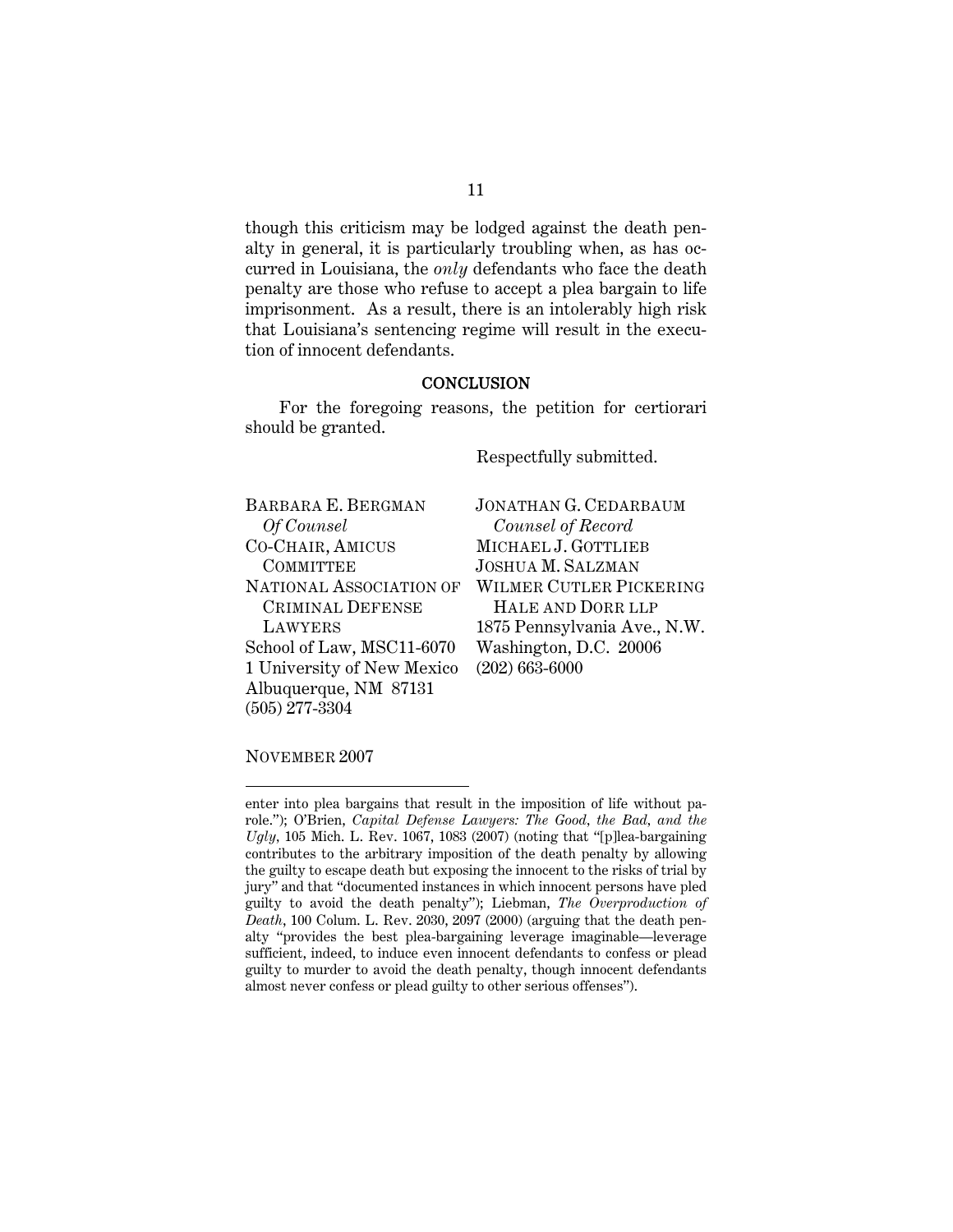though this criticism may be lodged against the death penalty in general, it is particularly troubling when, as has occurred in Louisiana, the *only* defendants who face the death penalty are those who refuse to accept a plea bargain to life imprisonment. As a result, there is an intolerably high risk that Louisiana's sentencing regime will result in the execution of innocent defendants.

## CONCLUSION

For the foregoing reasons, the petition for certiorari should be granted.

Respectfully submitted.

BARBARA E. BERGMAN
*Of Counsel*
CO-CHAIR, AMICUS COMMITTEE
NATIONAL ASSOCIATION OF CRIMINAL DEFENSE LAWYERS
School of Law, MSC11-6070
1 University of New Mexico
Albuquerque, NM 87131
(505) 277-3304

JONATHAN G. CEDARBAUM
*Counsel of Record*
MICHAEL J. GOTTLIEB
JOSHUA M. SALZMAN
WILMER CUTLER PICKERING HALE AND DORR LLP
1875 Pennsylvania Ave., N.W.
Washington, D.C. 20006
(202) 663-6000

NOVEMBER 2007

---

enter into plea bargains that result in the imposition of life without parole."); O'Brien, *Capital Defense Lawyers: The Good, the Bad, and the Ugly*, 105 Mich. L. Rev. 1067, 1083 (2007) (noting that "[p]lea-bargaining contributes to the arbitrary imposition of the death penalty by allowing the guilty to escape death but exposing the innocent to the risks of trial by jury" and that "documented instances in which innocent persons have pled guilty to avoid the death penalty"); Liebman, *The Overproduction of Death*, 100 Colum. L. Rev. 2030, 2097 (2000) (arguing that the death penalty "provides the best plea-bargaining leverage imaginable—leverage sufficient, indeed, to induce even innocent defendants to confess or plead guilty to murder to avoid the death penalty, though innocent defendants almost never confess or plead guilty to other serious offenses").